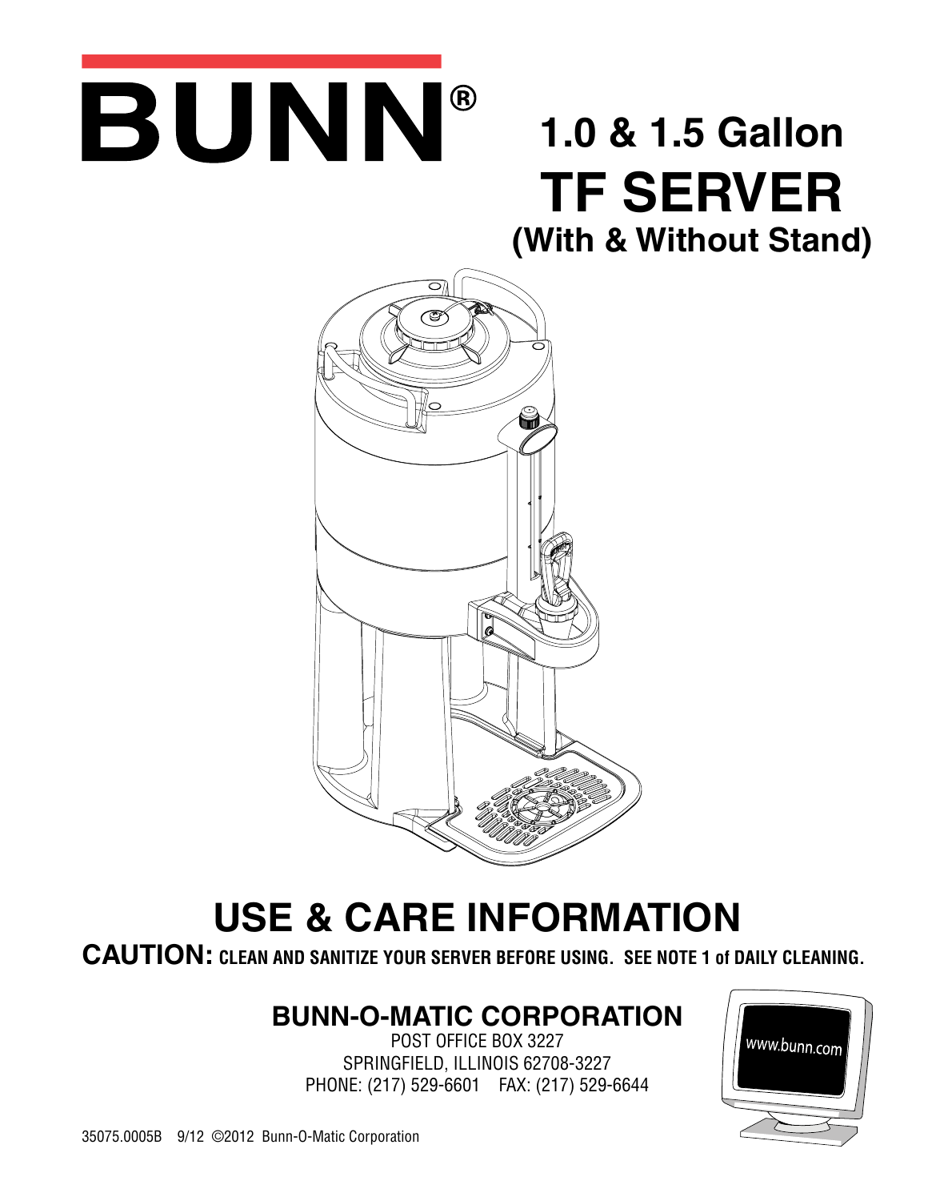# BUNN®

## 1.0 & 1.5 Gallon

# TF SERVER

## (With & Without Stand)

# USE & CARE INFORMATION

**CAUTION: CLEAN AND SANITIZE YOUR SERVER BEFORE USING. SEE NOTE 1 of DAILY CLEANING.**

**BUNN-O-MATIC CORPORATION**

POST OFFICE BOX 3227

SPRINGFIELD, ILLINOIS 62708-3227

PHONE: (217) 529-6601 FAX: (217) 529-6644

www.bunn.com

35075.0005B 9/12 ©2012 Bunn-O-Matic Corporation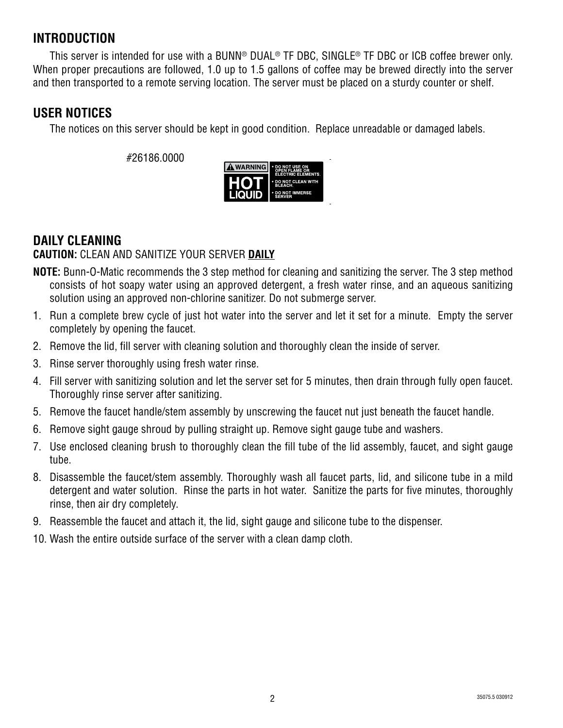## INTRODUCTION

This server is intended for use with a BUNN® DUAL® TF DBC, SINGLE® TF DBC or ICB coffee brewer only. When proper precautions are followed, 1.0 up to 1.5 gallons of coffee may be brewed directly into the server and then transported to a remote serving location. The server must be placed on a sturdy counter or shelf.

## USER NOTICES

The notices on this server should be kept in good condition. Replace unreadable or damaged labels.

#26186.0000

WARNING HOT LIQUID

- DO NOT USE ON OPEN FLAME OR ELECTRIC ELEMENTS.
- DO NOT CLEAN WITH BLEACH.
- DO NOT IMMERSE SERVER

## DAILY CLEANING

**CAUTION:** CLEAN AND SANITIZE YOUR SERVER **DAILY**

**NOTE:** Bunn-O-Matic recommends the 3 step method for cleaning and sanitizing the server. The 3 step method consists of hot soapy water using an approved detergent, a fresh water rinse, and an aqueous sanitizing solution using an approved non-chlorine sanitizer. Do not submerge server.

1. Run a complete brew cycle of just hot water into the server and let it set for a minute. Empty the server completely by opening the faucet.
2. Remove the lid, fill server with cleaning solution and thoroughly clean the inside of server.
3. Rinse server thoroughly using fresh water rinse.
4. Fill server with sanitizing solution and let the server set for 5 minutes, then drain through fully open faucet. Thoroughly rinse server after sanitizing.
5. Remove the faucet handle/stem assembly by unscrewing the faucet nut just beneath the faucet handle.
6. Remove sight gauge shroud by pulling straight up. Remove sight gauge tube and washers.
7. Use enclosed cleaning brush to thoroughly clean the fill tube of the lid assembly, faucet, and sight gauge tube.
8. Disassemble the faucet/stem assembly. Thoroughly wash all faucet parts, lid, and silicone tube in a mild detergent and water solution. Rinse the parts in hot water. Sanitize the parts for five minutes, thoroughly rinse, then air dry completely.
9. Reassemble the faucet and attach it, the lid, sight gauge and silicone tube to the dispenser.
10. Wash the entire outside surface of the server with a clean damp cloth.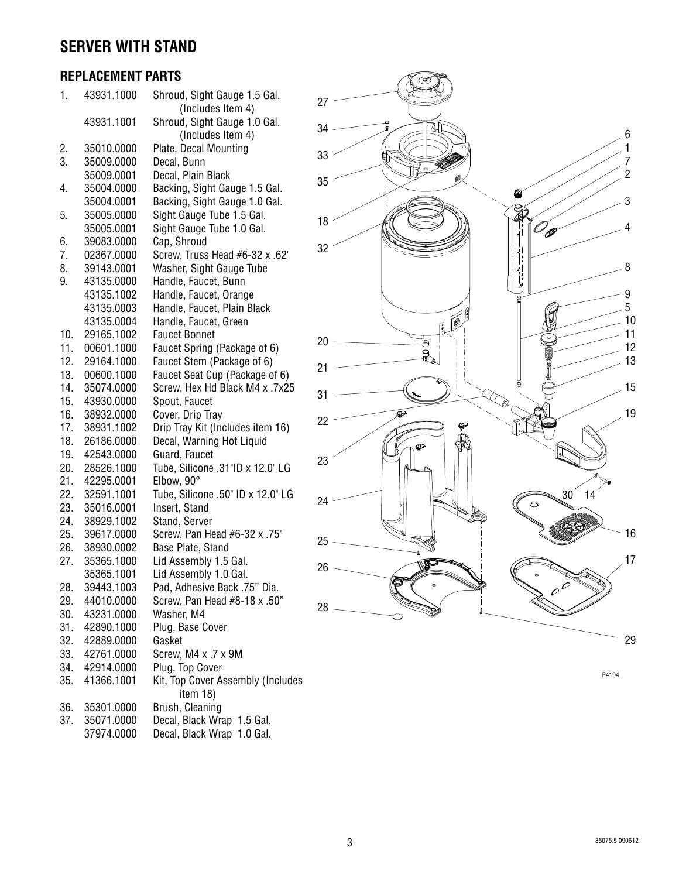# SERVER WITH STAND

## REPLACEMENT PARTS

| No. | Part No. | Description |
|---|---|---|
| 1. | 43931.1000 | Shroud, Sight Gauge 1.5 Gal. (Includes Item 4) |
| | 43931.1001 | Shroud, Sight Gauge 1.0 Gal. (Includes Item 4) |
| 2. | 35010.0000 | Plate, Decal Mounting |
| 3. | 35009.0000 | Decal, Bunn |
| | 35009.0001 | Decal, Plain Black |
| 4. | 35004.0000 | Backing, Sight Gauge 1.5 Gal. |
| | 35004.0001 | Backing, Sight Gauge 1.0 Gal. |
| 5. | 35005.0000 | Sight Gauge Tube 1.5 Gal. |
| | 35005.0001 | Sight Gauge Tube 1.0 Gal. |
| 6. | 39083.0000 | Cap, Shroud |
| 7. | 02367.0000 | Screw, Truss Head #6-32 x .62" |
| 8. | 39143.0001 | Washer, Sight Gauge Tube |
| 9. | 43135.0000 | Handle, Faucet, Bunn |
| | 43135.1002 | Handle, Faucet, Orange |
| | 43135.0003 | Handle, Faucet, Plain Black |
| | 43135.0004 | Handle, Faucet, Green |
| 10. | 29165.1002 | Faucet Bonnet |
| 11. | 00601.1000 | Faucet Spring (Package of 6) |
| 12. | 29164.1000 | Faucet Stem (Package of 6) |
| 13. | 00600.1000 | Faucet Seat Cup (Package of 6) |
| 14. | 35074.0000 | Screw, Hex Hd Black M4 x .7x25 |
| 15. | 43930.0000 | Spout, Faucet |
| 16. | 38932.0000 | Cover, Drip Tray |
| 17. | 38931.1002 | Drip Tray Kit (Includes item 16) |
| 18. | 26186.0000 | Decal, Warning Hot Liquid |
| 19. | 42543.0000 | Guard, Faucet |
| 20. | 28526.1000 | Tube, Silicone .31"ID x 12.0" LG |
| 21. | 42295.0001 | Elbow, 90° |
| 22. | 32591.1001 | Tube, Silicone .50" ID x 12.0" LG |
| 23. | 35016.0001 | Insert, Stand |
| 24. | 38929.1002 | Stand, Server |
| 25. | 39617.0000 | Screw, Pan Head #6-32 x .75" |
| 26. | 38930.0002 | Base Plate, Stand |
| 27. | 35365.1000 | Lid Assembly 1.5 Gal. |
| | 35365.1001 | Lid Assembly 1.0 Gal. |
| 28. | 39443.1003 | Pad, Adhesive Back .75" Dia. |
| 29. | 44010.0000 | Screw, Pan Head #8-18 x .50" |
| 30. | 43231.0000 | Washer, M4 |
| 31. | 42890.1000 | Plug, Base Cover |
| 32. | 42889.0000 | Gasket |
| 33. | 42761.0000 | Screw, M4 x .7 x 9M |
| 34. | 42914.0000 | Plug, Top Cover |
| 35. | 41366.1001 | Kit, Top Cover Assembly (Includes item 18) |
| 36. | 35301.0000 | Brush, Cleaning |
| 37. | 35071.0000 | Decal, Black Wrap 1.5 Gal. |
| | 37974.0000 | Decal, Black Wrap 1.0 Gal. |

P4194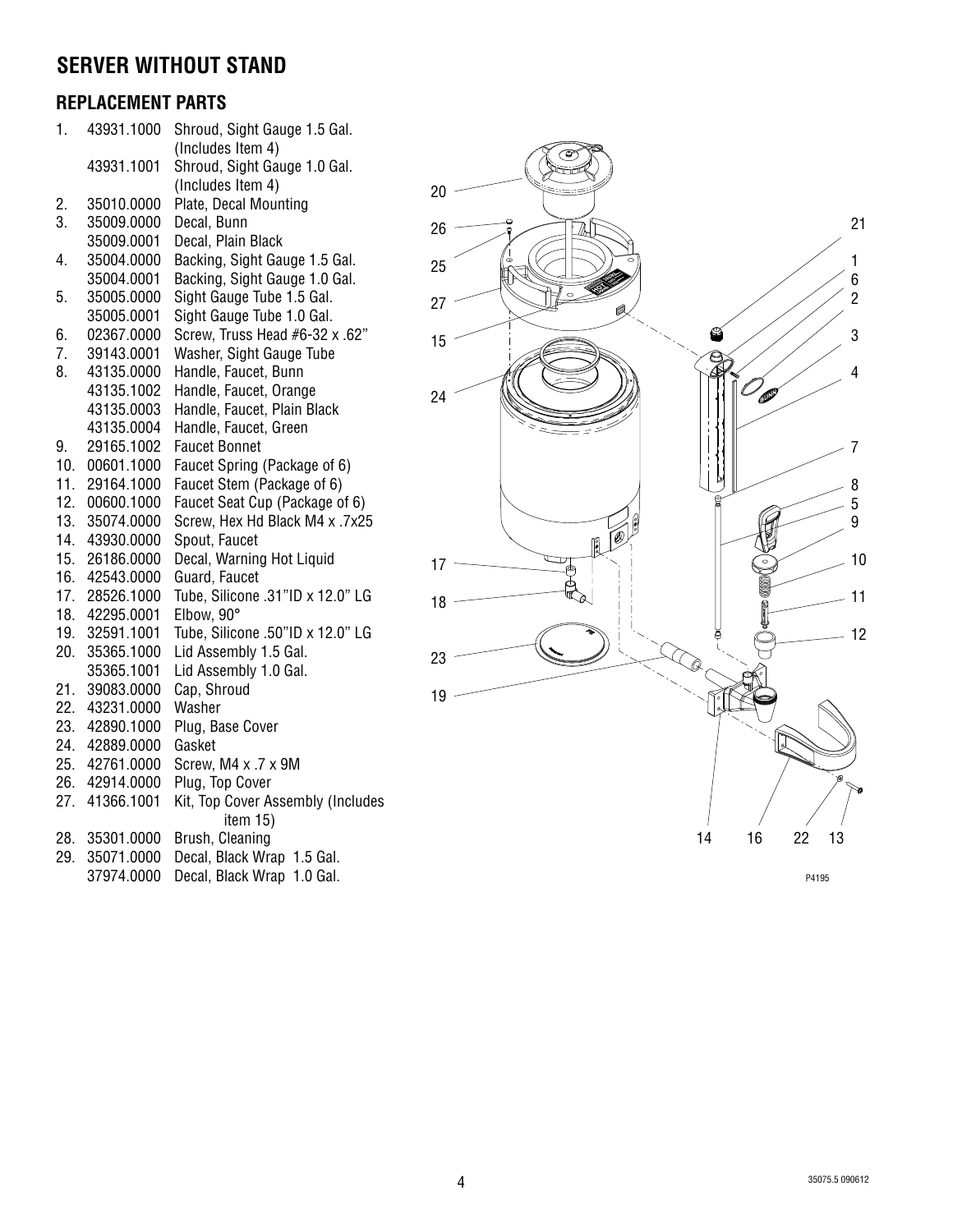# SERVER WITHOUT STAND

## REPLACEMENT PARTS

1. 43931.1000 Shroud, Sight Gauge 1.5 Gal. (Includes Item 4)
   43931.1001 Shroud, Sight Gauge 1.0 Gal. (Includes Item 4)
2. 35010.0000 Plate, Decal Mounting
3. 35009.0000 Decal, Bunn
   35009.0001 Decal, Plain Black
4. 35004.0000 Backing, Sight Gauge 1.5 Gal.
   35004.0001 Backing, Sight Gauge 1.0 Gal.
5. 35005.0000 Sight Gauge Tube 1.5 Gal.
   35005.0001 Sight Gauge Tube 1.0 Gal.
6. 02367.0000 Screw, Truss Head #6-32 x .62"
7. 39143.0001 Washer, Sight Gauge Tube
8. 43135.0000 Handle, Faucet, Bunn
   43135.1002 Handle, Faucet, Orange
   43135.0003 Handle, Faucet, Plain Black
   43135.0004 Handle, Faucet, Green
9. 29165.1002 Faucet Bonnet
10. 00601.1000 Faucet Spring (Package of 6)
11. 29164.1000 Faucet Stem (Package of 6)
12. 00600.1000 Faucet Seat Cup (Package of 6)
13. 35074.0000 Screw, Hex Hd Black M4 x .7x25
14. 43930.0000 Spout, Faucet
15. 26186.0000 Decal, Warning Hot Liquid
16. 42543.0000 Guard, Faucet
17. 28526.1000 Tube, Silicone .31"ID x 12.0" LG
18. 42295.0001 Elbow, 90°
19. 32591.1001 Tube, Silicone .50"ID x 12.0" LG
20. 35365.1000 Lid Assembly 1.5 Gal.
    35365.1001 Lid Assembly 1.0 Gal.
21. 39083.0000 Cap, Shroud
22. 43231.0000 Washer
23. 42890.1000 Plug, Base Cover
24. 42889.0000 Gasket
25. 42761.0000 Screw, M4 x .7 x 9M
26. 42914.0000 Plug, Top Cover
27. 41366.1001 Kit, Top Cover Assembly (Includes item 15)
28. 35301.0000 Brush, Cleaning
29. 35071.0000 Decal, Black Wrap 1.5 Gal.
    37974.0000 Decal, Black Wrap 1.0 Gal.

P4195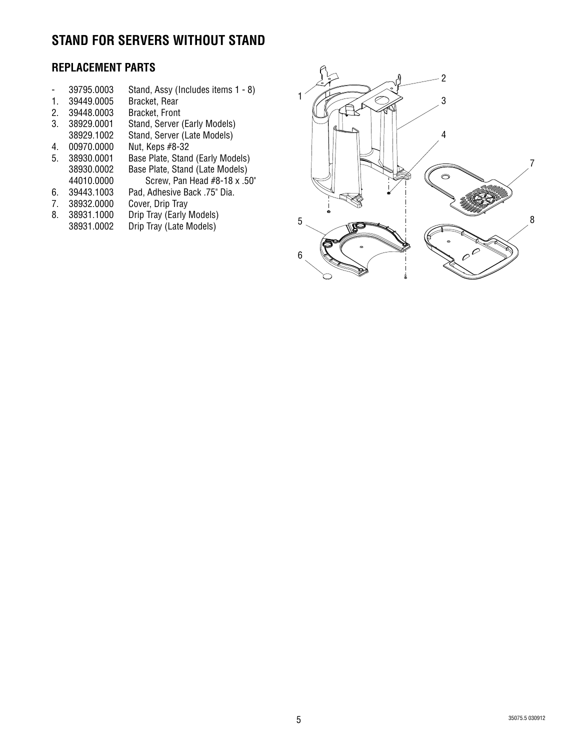# STAND FOR SERVERS WITHOUT STAND

## REPLACEMENT PARTS

| | | |
|---|---|---|
| - | 39795.0003 | Stand, Assy (Includes items 1 - 8) |
| 1. | 39449.0005 | Bracket, Rear |
| 2. | 39448.0003 | Bracket, Front |
| 3. | 38929.0001 | Stand, Server (Early Models) |
| | 38929.1002 | Stand, Server (Late Models) |
| 4. | 00970.0000 | Nut, Keps #8-32 |
| 5. | 38930.0001 | Base Plate, Stand (Early Models) |
| | 38930.0002 | Base Plate, Stand (Late Models) |
| | 44010.0000 | Screw, Pan Head #8-18 x .50" |
| 6. | 39443.1003 | Pad, Adhesive Back .75" Dia. |
| 7. | 38932.0000 | Cover, Drip Tray |
| 8. | 38931.1000 | Drip Tray (Early Models) |
| | 38931.0002 | Drip Tray (Late Models) |

35075.5 030912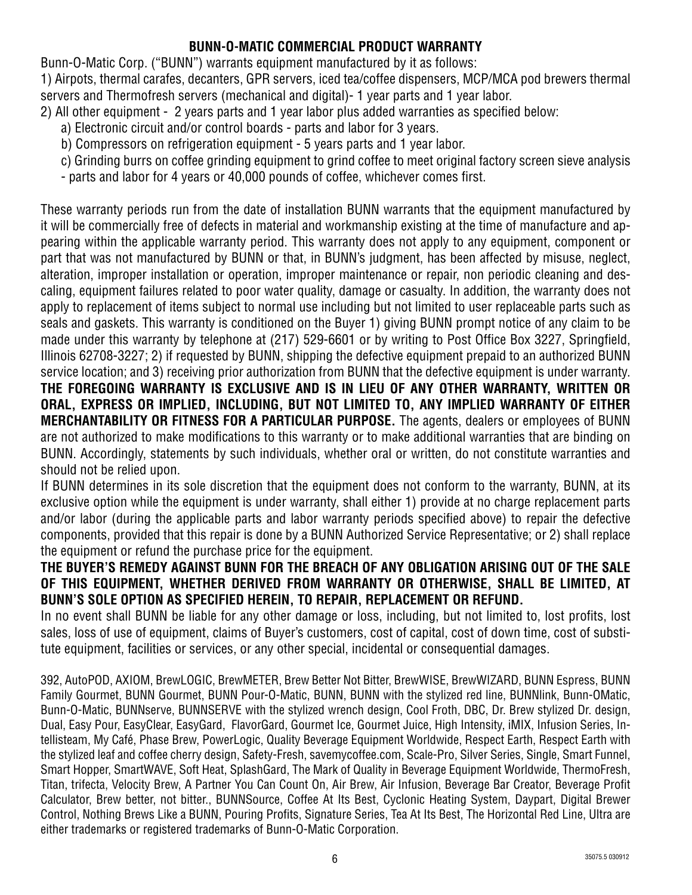## BUNN-O-MATIC COMMERCIAL PRODUCT WARRANTY

Bunn-O-Matic Corp. ("BUNN") warrants equipment manufactured by it as follows:

1) Airpots, thermal carafes, decanters, GPR servers, iced tea/coffee dispensers, MCP/MCA pod brewers thermal servers and Thermofresh servers (mechanical and digital)- 1 year parts and 1 year labor.

2) All other equipment - 2 years parts and 1 year labor plus added warranties as specified below:

   a) Electronic circuit and/or control boards - parts and labor for 3 years.

   b) Compressors on refrigeration equipment - 5 years parts and 1 year labor.

   c) Grinding burrs on coffee grinding equipment to grind coffee to meet original factory screen sieve analysis - parts and labor for 4 years or 40,000 pounds of coffee, whichever comes first.

These warranty periods run from the date of installation BUNN warrants that the equipment manufactured by it will be commercially free of defects in material and workmanship existing at the time of manufacture and appearing within the applicable warranty period. This warranty does not apply to any equipment, component or part that was not manufactured by BUNN or that, in BUNN's judgment, has been affected by misuse, neglect, alteration, improper installation or operation, improper maintenance or repair, non periodic cleaning and descaling, equipment failures related to poor water quality, damage or casualty. In addition, the warranty does not apply to replacement of items subject to normal use including but not limited to user replaceable parts such as seals and gaskets. This warranty is conditioned on the Buyer 1) giving BUNN prompt notice of any claim to be made under this warranty by telephone at (217) 529-6601 or by writing to Post Office Box 3227, Springfield, Illinois 62708-3227; 2) if requested by BUNN, shipping the defective equipment prepaid to an authorized BUNN service location; and 3) receiving prior authorization from BUNN that the defective equipment is under warranty.

**THE FOREGOING WARRANTY IS EXCLUSIVE AND IS IN LIEU OF ANY OTHER WARRANTY, WRITTEN OR ORAL, EXPRESS OR IMPLIED, INCLUDING, BUT NOT LIMITED TO, ANY IMPLIED WARRANTY OF EITHER MERCHANTABILITY OR FITNESS FOR A PARTICULAR PURPOSE.** The agents, dealers or employees of BUNN are not authorized to make modifications to this warranty or to make additional warranties that are binding on BUNN. Accordingly, statements by such individuals, whether oral or written, do not constitute warranties and should not be relied upon.

If BUNN determines in its sole discretion that the equipment does not conform to the warranty, BUNN, at its exclusive option while the equipment is under warranty, shall either 1) provide at no charge replacement parts and/or labor (during the applicable parts and labor warranty periods specified above) to repair the defective components, provided that this repair is done by a BUNN Authorized Service Representative; or 2) shall replace the equipment or refund the purchase price for the equipment.

**THE BUYER'S REMEDY AGAINST BUNN FOR THE BREACH OF ANY OBLIGATION ARISING OUT OF THE SALE OF THIS EQUIPMENT, WHETHER DERIVED FROM WARRANTY OR OTHERWISE, SHALL BE LIMITED, AT BUNN'S SOLE OPTION AS SPECIFIED HEREIN, TO REPAIR, REPLACEMENT OR REFUND.**

In no event shall BUNN be liable for any other damage or loss, including, but not limited to, lost profits, lost sales, loss of use of equipment, claims of Buyer's customers, cost of capital, cost of down time, cost of substitute equipment, facilities or services, or any other special, incidental or consequential damages.

392, AutoPOD, AXIOM, BrewLOGIC, BrewMETER, Brew Better Not Bitter, BrewWISE, BrewWIZARD, BUNN Espress, BUNN Family Gourmet, BUNN Gourmet, BUNN Pour-O-Matic, BUNN, BUNN with the stylized red line, BUNNlink, Bunn-OMatic, Bunn-O-Matic, BUNNserve, BUNNSERVE with the stylized wrench design, Cool Froth, DBC, Dr. Brew stylized Dr. design, Dual, Easy Pour, EasyClear, EasyGard, FlavorGard, Gourmet Ice, Gourmet Juice, High Intensity, iMIX, Infusion Series, Intellisteam, My Café, Phase Brew, PowerLogic, Quality Beverage Equipment Worldwide, Respect Earth, Respect Earth with the stylized leaf and coffee cherry design, Safety-Fresh, savemycoffee.com, Scale-Pro, Silver Series, Single, Smart Funnel, Smart Hopper, SmartWAVE, Soft Heat, SplashGard, The Mark of Quality in Beverage Equipment Worldwide, ThermoFresh, Titan, trifecta, Velocity Brew, A Partner You Can Count On, Air Brew, Air Infusion, Beverage Bar Creator, Beverage Profit Calculator, Brew better, not bitter., BUNNSource, Coffee At Its Best, Cyclonic Heating System, Daypart, Digital Brewer Control, Nothing Brews Like a BUNN, Pouring Profits, Signature Series, Tea At Its Best, The Horizontal Red Line, Ultra are either trademarks or registered trademarks of Bunn-O-Matic Corporation.

35075.5 030912